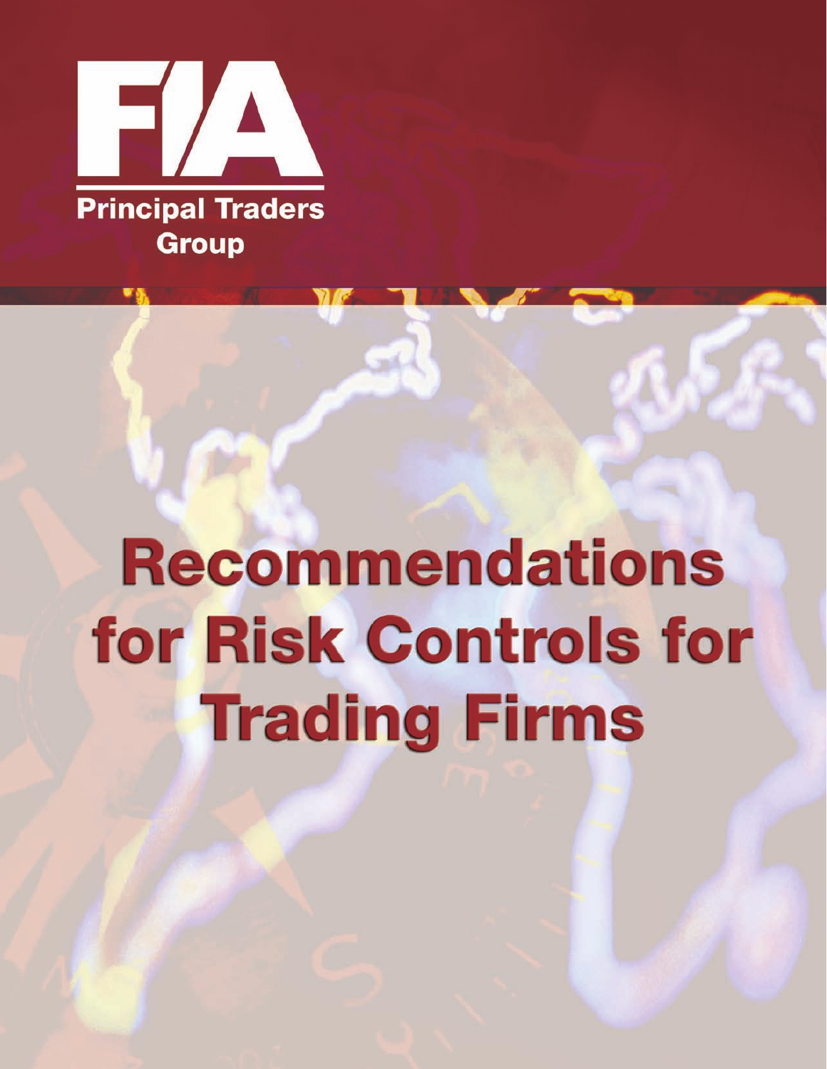FIA

Principal Traders Group

# Recommendations for Risk Controls for Trading Firms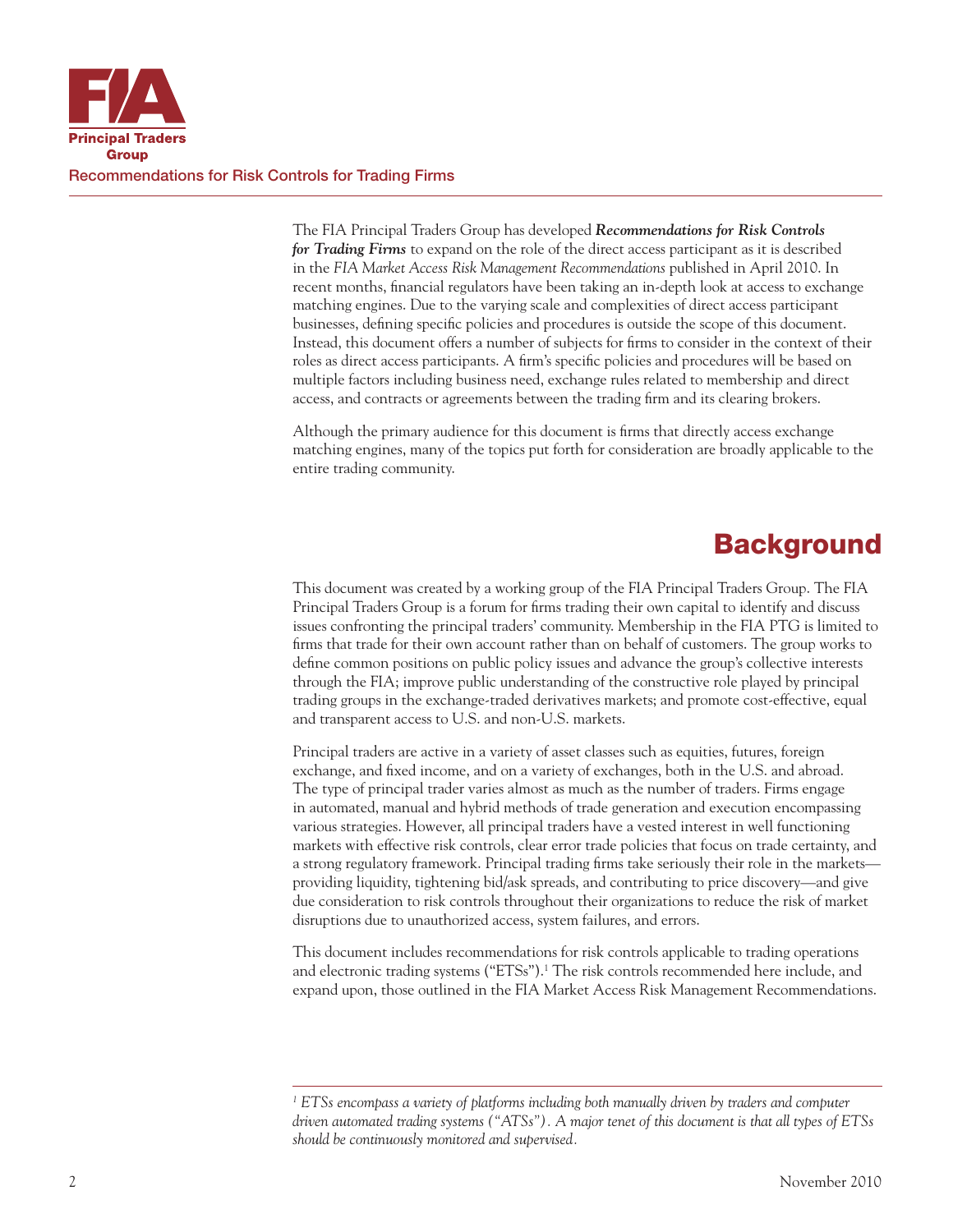The FIA Principal Traders Group has developed ***Recommendations for Risk Controls for Trading Firms*** to expand on the role of the direct access participant as it is described in the *FIA Market Access Risk Management Recommendations* published in April 2010. In recent months, financial regulators have been taking an in-depth look at access to exchange matching engines. Due to the varying scale and complexities of direct access participant businesses, defining specific policies and procedures is outside the scope of this document. Instead, this document offers a number of subjects for firms to consider in the context of their roles as direct access participants. A firm's specific policies and procedures will be based on multiple factors including business need, exchange rules related to membership and direct access, and contracts or agreements between the trading firm and its clearing brokers.

Although the primary audience for this document is firms that directly access exchange matching engines, many of the topics put forth for consideration are broadly applicable to the entire trading community.

## Background

This document was created by a working group of the FIA Principal Traders Group. The FIA Principal Traders Group is a forum for firms trading their own capital to identify and discuss issues confronting the principal traders' community. Membership in the FIA PTG is limited to firms that trade for their own account rather than on behalf of customers. The group works to define common positions on public policy issues and advance the group's collective interests through the FIA; improve public understanding of the constructive role played by principal trading groups in the exchange-traded derivatives markets; and promote cost-effective, equal and transparent access to U.S. and non-U.S. markets.

Principal traders are active in a variety of asset classes such as equities, futures, foreign exchange, and fixed income, and on a variety of exchanges, both in the U.S. and abroad. The type of principal trader varies almost as much as the number of traders. Firms engage in automated, manual and hybrid methods of trade generation and execution encompassing various strategies. However, all principal traders have a vested interest in well functioning markets with effective risk controls, clear error trade policies that focus on trade certainty, and a strong regulatory framework. Principal trading firms take seriously their role in the markets—providing liquidity, tightening bid/ask spreads, and contributing to price discovery—and give due consideration to risk controls throughout their organizations to reduce the risk of market disruptions due to unauthorized access, system failures, and errors.

This document includes recommendations for risk controls applicable to trading operations and electronic trading systems ("ETSs").[1] The risk controls recommended here include, and expand upon, those outlined in the FIA Market Access Risk Management Recommendations.

---

[1] *ETSs encompass a variety of platforms including both manually driven by traders and computer driven automated trading systems ("ATSs"). A major tenet of this document is that all types of ETSs should be continuously monitored and supervised.*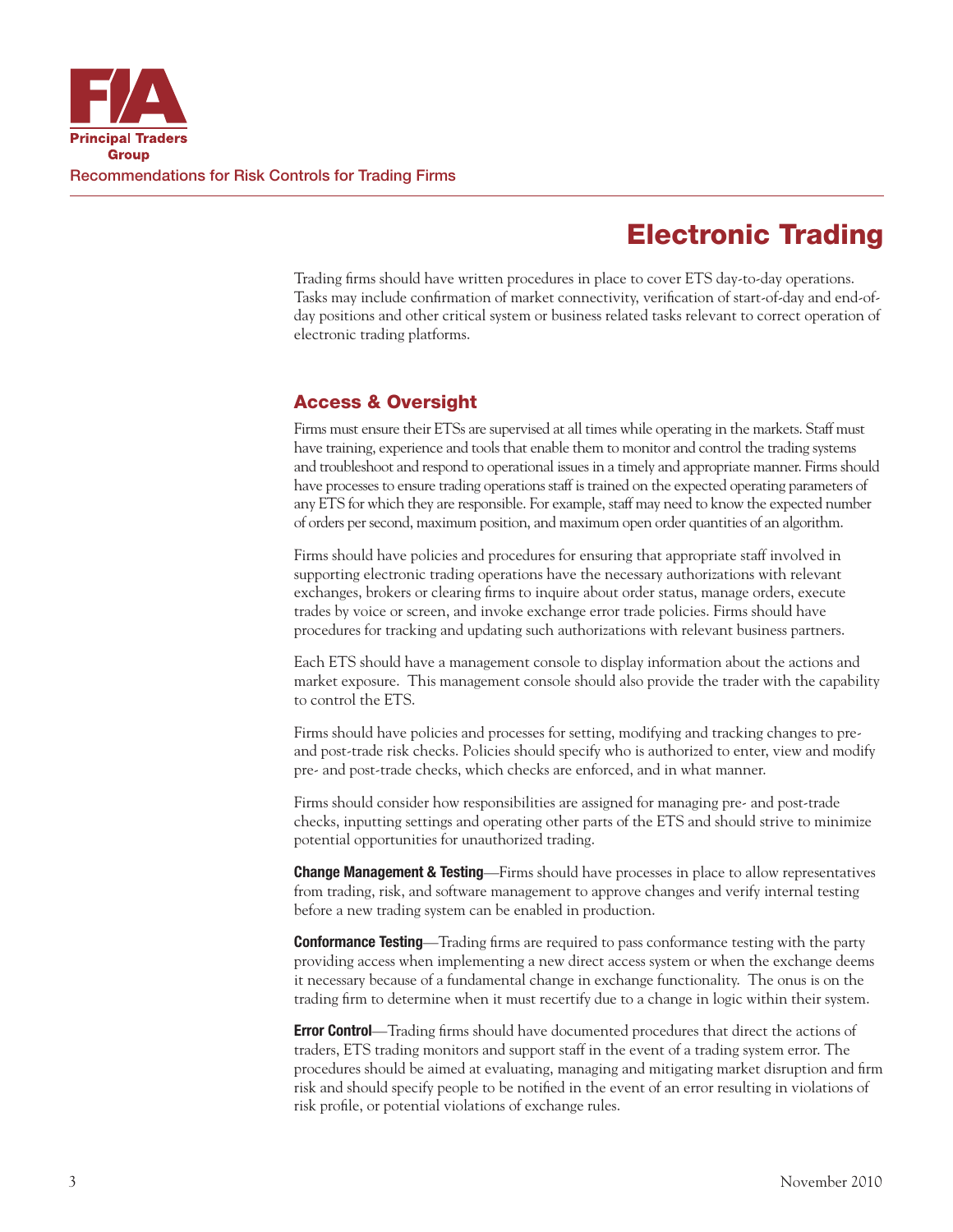# Electronic Trading

Trading firms should have written procedures in place to cover ETS day-to-day operations. Tasks may include confirmation of market connectivity, verification of start-of-day and end-of-day positions and other critical system or business related tasks relevant to correct operation of electronic trading platforms.

## Access & Oversight

Firms must ensure their ETSs are supervised at all times while operating in the markets. Staff must have training, experience and tools that enable them to monitor and control the trading systems and troubleshoot and respond to operational issues in a timely and appropriate manner. Firms should have processes to ensure trading operations staff is trained on the expected operating parameters of any ETS for which they are responsible. For example, staff may need to know the expected number of orders per second, maximum position, and maximum open order quantities of an algorithm.

Firms should have policies and procedures for ensuring that appropriate staff involved in supporting electronic trading operations have the necessary authorizations with relevant exchanges, brokers or clearing firms to inquire about order status, manage orders, execute trades by voice or screen, and invoke exchange error trade policies. Firms should have procedures for tracking and updating such authorizations with relevant business partners.

Each ETS should have a management console to display information about the actions and market exposure. This management console should also provide the trader with the capability to control the ETS.

Firms should have policies and processes for setting, modifying and tracking changes to pre- and post-trade risk checks. Policies should specify who is authorized to enter, view and modify pre- and post-trade checks, which checks are enforced, and in what manner.

Firms should consider how responsibilities are assigned for managing pre- and post-trade checks, inputting settings and operating other parts of the ETS and should strive to minimize potential opportunities for unauthorized trading.

**Change Management & Testing**—Firms should have processes in place to allow representatives from trading, risk, and software management to approve changes and verify internal testing before a new trading system can be enabled in production.

**Conformance Testing**—Trading firms are required to pass conformance testing with the party providing access when implementing a new direct access system or when the exchange deems it necessary because of a fundamental change in exchange functionality. The onus is on the trading firm to determine when it must recertify due to a change in logic within their system.

**Error Control**—Trading firms should have documented procedures that direct the actions of traders, ETS trading monitors and support staff in the event of a trading system error. The procedures should be aimed at evaluating, managing and mitigating market disruption and firm risk and should specify people to be notified in the event of an error resulting in violations of risk profile, or potential violations of exchange rules.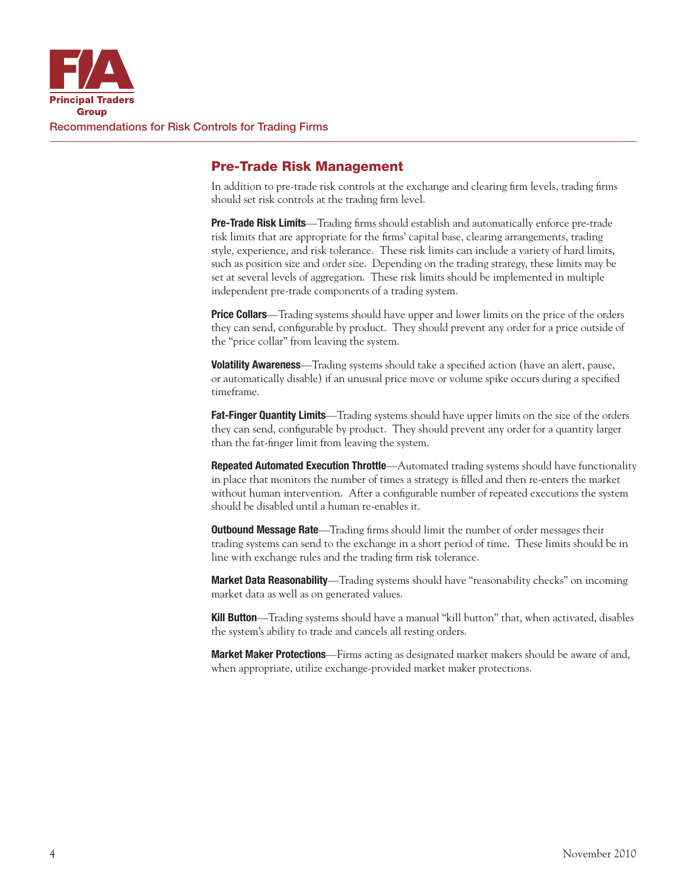## Pre-Trade Risk Management

In addition to pre-trade risk controls at the exchange and clearing firm levels, trading firms should set risk controls at the trading firm level.

**Pre-Trade Risk Limits**—Trading firms should establish and automatically enforce pre-trade risk limits that are appropriate for the firms' capital base, clearing arrangements, trading style, experience, and risk tolerance. These risk limits can include a variety of hard limits, such as position size and order size. Depending on the trading strategy, these limits may be set at several levels of aggregation. These risk limits should be implemented in multiple independent pre-trade components of a trading system.

**Price Collars**—Trading systems should have upper and lower limits on the price of the orders they can send, configurable by product. They should prevent any order for a price outside of the "price collar" from leaving the system.

**Volatility Awareness**—Trading systems should take a specified action (have an alert, pause, or automatically disable) if an unusual price move or volume spike occurs during a specified timeframe.

**Fat-Finger Quantity Limits**—Trading systems should have upper limits on the size of the orders they can send, configurable by product. They should prevent any order for a quantity larger than the fat-finger limit from leaving the system.

**Repeated Automated Execution Throttle**—Automated trading systems should have functionality in place that monitors the number of times a strategy is filled and then re-enters the market without human intervention. After a configurable number of repeated executions the system should be disabled until a human re-enables it.

**Outbound Message Rate**—Trading firms should limit the number of order messages their trading systems can send to the exchange in a short period of time. These limits should be in line with exchange rules and the trading firm risk tolerance.

**Market Data Reasonability**—Trading systems should have "reasonability checks" on incoming market data as well as on generated values.

**Kill Button**—Trading systems should have a manual "kill button" that, when activated, disables the system's ability to trade and cancels all resting orders.

**Market Maker Protections**—Firms acting as designated market makers should be aware of and, when appropriate, utilize exchange-provided market maker protections.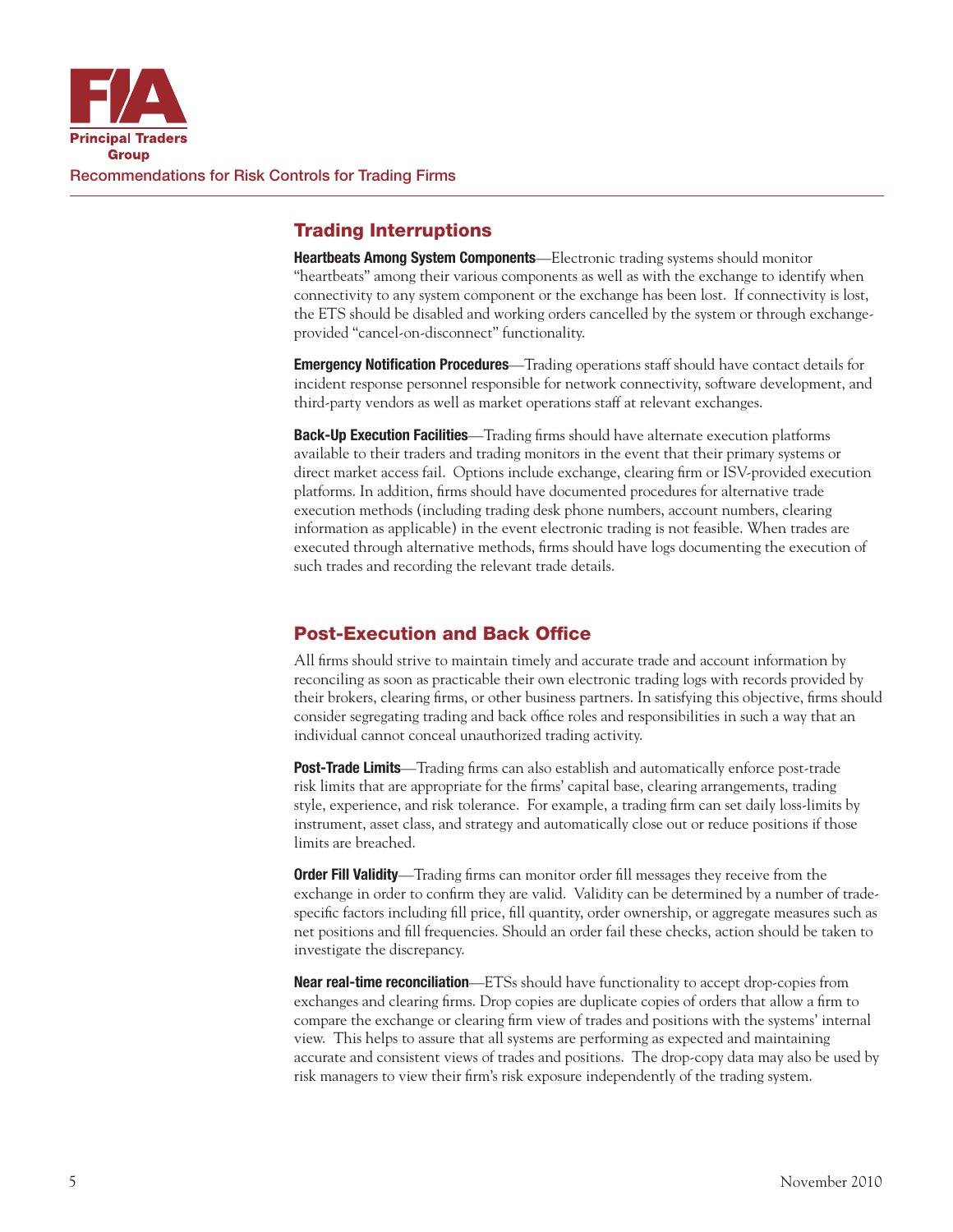## Trading Interruptions

**Heartbeats Among System Components**—Electronic trading systems should monitor "heartbeats" among their various components as well as with the exchange to identify when connectivity to any system component or the exchange has been lost. If connectivity is lost, the ETS should be disabled and working orders cancelled by the system or through exchange-provided "cancel-on-disconnect" functionality.

**Emergency Notification Procedures**—Trading operations staff should have contact details for incident response personnel responsible for network connectivity, software development, and third-party vendors as well as market operations staff at relevant exchanges.

**Back-Up Execution Facilities**—Trading firms should have alternate execution platforms available to their traders and trading monitors in the event that their primary systems or direct market access fail. Options include exchange, clearing firm or ISV-provided execution platforms. In addition, firms should have documented procedures for alternative trade execution methods (including trading desk phone numbers, account numbers, clearing information as applicable) in the event electronic trading is not feasible. When trades are executed through alternative methods, firms should have logs documenting the execution of such trades and recording the relevant trade details.

## Post-Execution and Back Office

All firms should strive to maintain timely and accurate trade and account information by reconciling as soon as practicable their own electronic trading logs with records provided by their brokers, clearing firms, or other business partners. In satisfying this objective, firms should consider segregating trading and back office roles and responsibilities in such a way that an individual cannot conceal unauthorized trading activity.

**Post-Trade Limits**—Trading firms can also establish and automatically enforce post-trade risk limits that are appropriate for the firms' capital base, clearing arrangements, trading style, experience, and risk tolerance. For example, a trading firm can set daily loss-limits by instrument, asset class, and strategy and automatically close out or reduce positions if those limits are breached.

**Order Fill Validity**—Trading firms can monitor order fill messages they receive from the exchange in order to confirm they are valid. Validity can be determined by a number of trade-specific factors including fill price, fill quantity, order ownership, or aggregate measures such as net positions and fill frequencies. Should an order fail these checks, action should be taken to investigate the discrepancy.

**Near real-time reconciliation**—ETSs should have functionality to accept drop-copies from exchanges and clearing firms. Drop copies are duplicate copies of orders that allow a firm to compare the exchange or clearing firm view of trades and positions with the systems' internal view. This helps to assure that all systems are performing as expected and maintaining accurate and consistent views of trades and positions. The drop-copy data may also be used by risk managers to view their firm's risk exposure independently of the trading system.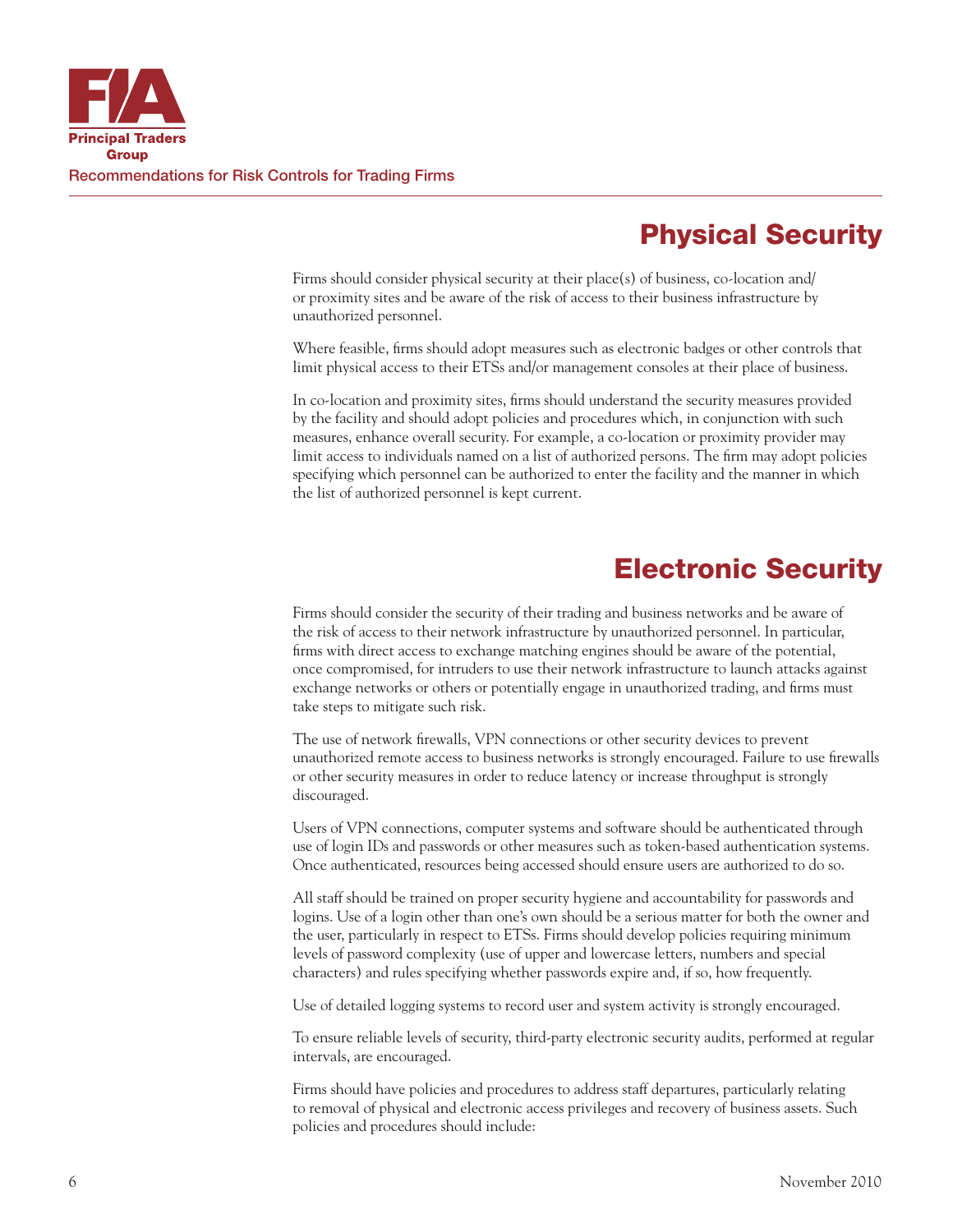## Physical Security

Firms should consider physical security at their place(s) of business, co-location and/or proximity sites and be aware of the risk of access to their business infrastructure by unauthorized personnel.

Where feasible, firms should adopt measures such as electronic badges or other controls that limit physical access to their ETSs and/or management consoles at their place of business.

In co-location and proximity sites, firms should understand the security measures provided by the facility and should adopt policies and procedures which, in conjunction with such measures, enhance overall security. For example, a co-location or proximity provider may limit access to individuals named on a list of authorized persons. The firm may adopt policies specifying which personnel can be authorized to enter the facility and the manner in which the list of authorized personnel is kept current.

## Electronic Security

Firms should consider the security of their trading and business networks and be aware of the risk of access to their network infrastructure by unauthorized personnel. In particular, firms with direct access to exchange matching engines should be aware of the potential, once compromised, for intruders to use their network infrastructure to launch attacks against exchange networks or others or potentially engage in unauthorized trading, and firms must take steps to mitigate such risk.

The use of network firewalls, VPN connections or other security devices to prevent unauthorized remote access to business networks is strongly encouraged. Failure to use firewalls or other security measures in order to reduce latency or increase throughput is strongly discouraged.

Users of VPN connections, computer systems and software should be authenticated through use of login IDs and passwords or other measures such as token-based authentication systems. Once authenticated, resources being accessed should ensure users are authorized to do so.

All staff should be trained on proper security hygiene and accountability for passwords and logins. Use of a login other than one's own should be a serious matter for both the owner and the user, particularly in respect to ETSs. Firms should develop policies requiring minimum levels of password complexity (use of upper and lowercase letters, numbers and special characters) and rules specifying whether passwords expire and, if so, how frequently.

Use of detailed logging systems to record user and system activity is strongly encouraged.

To ensure reliable levels of security, third-party electronic security audits, performed at regular intervals, are encouraged.

Firms should have policies and procedures to address staff departures, particularly relating to removal of physical and electronic access privileges and recovery of business assets. Such policies and procedures should include: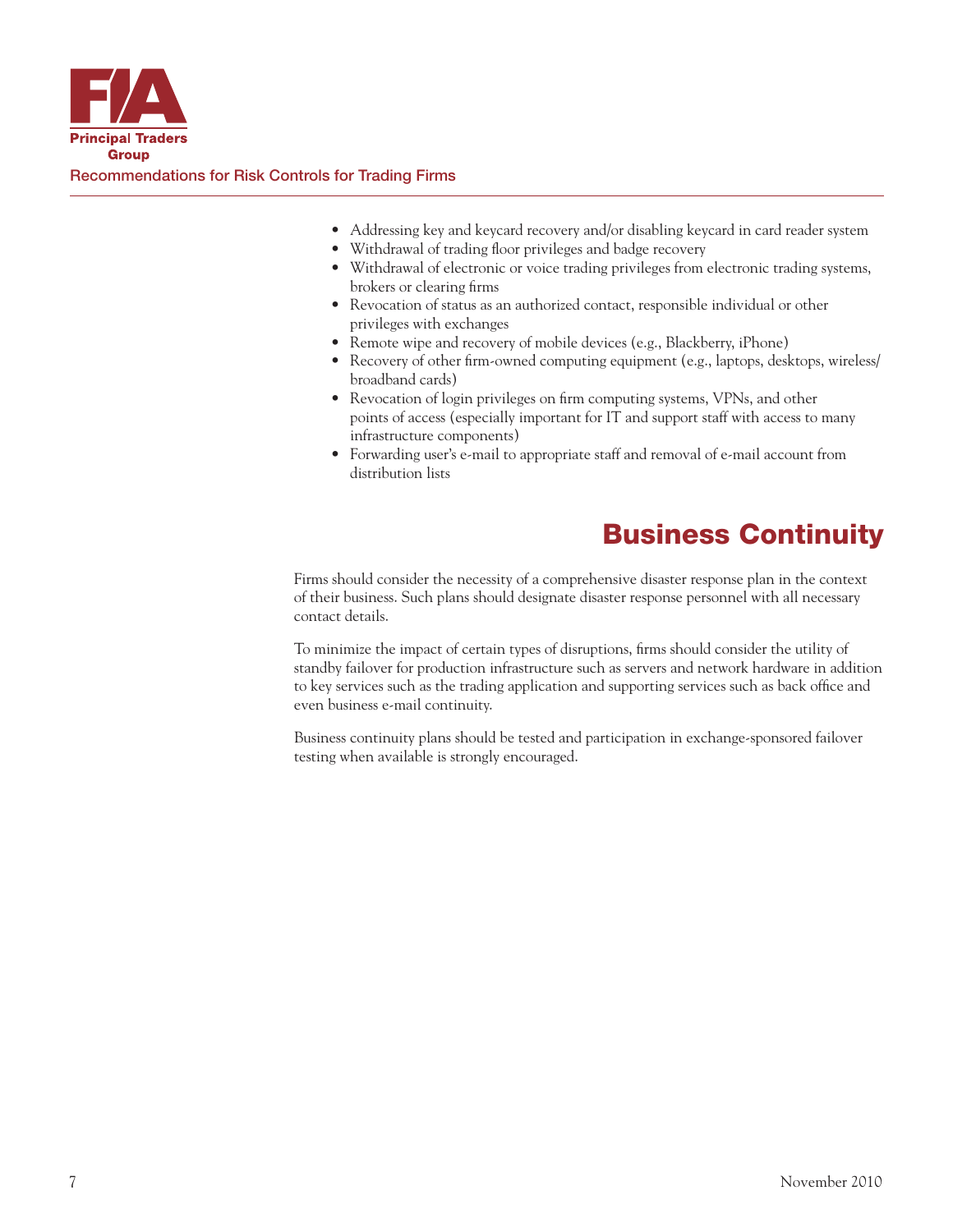- Addressing key and keycard recovery and/or disabling keycard in card reader system
- Withdrawal of trading floor privileges and badge recovery
- Withdrawal of electronic or voice trading privileges from electronic trading systems, brokers or clearing firms
- Revocation of status as an authorized contact, responsible individual or other privileges with exchanges
- Remote wipe and recovery of mobile devices (e.g., Blackberry, iPhone)
- Recovery of other firm-owned computing equipment (e.g., laptops, desktops, wireless/broadband cards)
- Revocation of login privileges on firm computing systems, VPNs, and other points of access (especially important for IT and support staff with access to many infrastructure components)
- Forwarding user's e-mail to appropriate staff and removal of e-mail account from distribution lists

## Business Continuity

Firms should consider the necessity of a comprehensive disaster response plan in the context of their business. Such plans should designate disaster response personnel with all necessary contact details.

To minimize the impact of certain types of disruptions, firms should consider the utility of standby failover for production infrastructure such as servers and network hardware in addition to key services such as the trading application and supporting services such as back office and even business e-mail continuity.

Business continuity plans should be tested and participation in exchange-sponsored failover testing when available is strongly encouraged.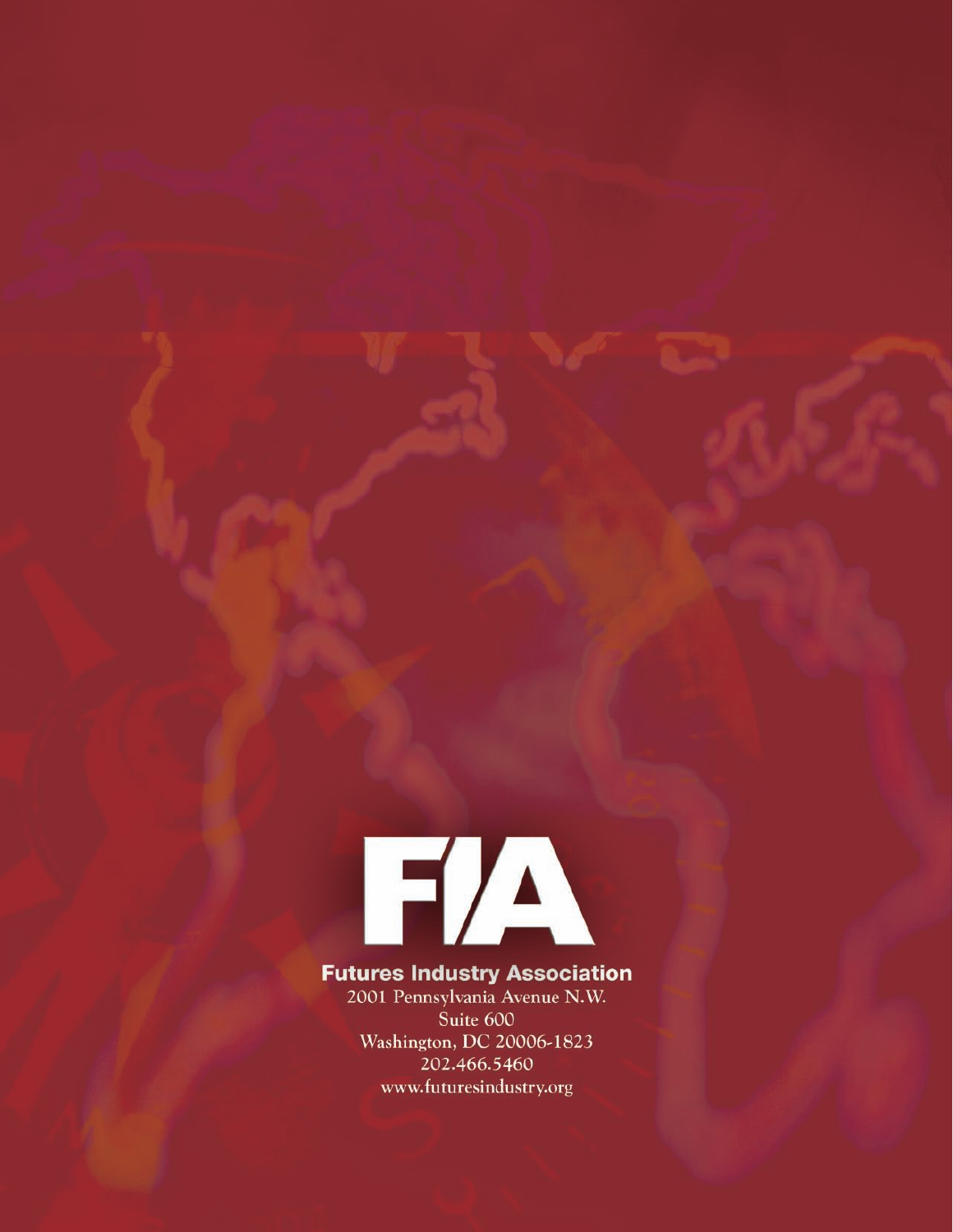FIA

**Futures Industry Association**

2001 Pennsylvania Avenue N.W.
Suite 600
Washington, DC 20006-1823
202.466.5460
www.futuresindustry.org